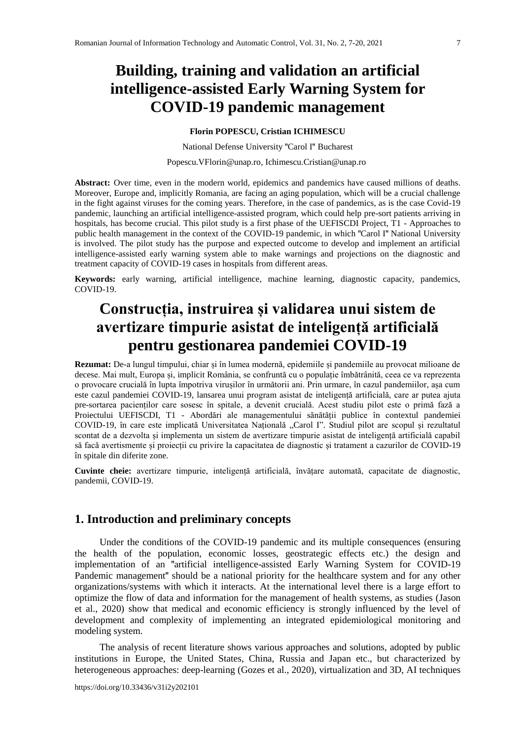# Building, training and validation an artificial intelligence-assisted Early Warning System for COVID-19 pandemic management

**Florin POPESCU, Cristian ICHIMESCU**

National Defense University "Carol I" Bucharest

Popescu.VFlorin@unap.ro, Ichimescu.Cristian@unap.ro

**Abstract:** Over time, even in the modern world, epidemics and pandemics have caused millions of deaths. Moreover, Europe and, implicitly Romania, are facing an aging population, which will be a crucial challenge in the fight against viruses for the coming years. Therefore, in the case of pandemics, as is the case Covid-19 pandemic, launching an artificial intelligence-assisted program, which could help pre-sort patients arriving in hospitals, has become crucial. This pilot study is a first phase of the UEFISCDI Project, T1 - Approaches to public health management in the context of the COVID-19 pandemic, in which "Carol I" National University is involved. The pilot study has the purpose and expected outcome to develop and implement an artificial intelligence-assisted early warning system able to make warnings and projections on the diagnostic and treatment capacity of COVID-19 cases in hospitals from different areas.

**Keywords:** early warning, artificial intelligence, machine learning, diagnostic capacity, pandemics, COVID-19.

# Construcția, instruirea și validarea unui sistem de avertizare timpurie asistat de inteligență artificială pentru gestionarea pandemiei COVID-19

**Rezumat:** De-a lungul timpului, chiar și în lumea modernă, epidemiile și pandemiile au provocat milioane de decese. Mai mult, Europa și, implicit România, se confruntă cu o populație îmbătrânită, ceea ce va reprezenta o provocare crucială în lupta împotriva virușilor în următorii ani. Prin urmare, în cazul pandemiilor, așa cum este cazul pandemiei COVID-19, lansarea unui program asistat de inteligență artificială, care ar putea ajuta pre-sortarea pacienților care sosesc în spitale, a devenit crucială. Acest studiu pilot este o primă fază a Proiectului UEFISCDI, T1 - Abordări ale managementului sănătății publice în contextul pandemiei COVID-19, în care este implicată Universitatea Națională „Carol I". Studiul pilot are scopul și rezultatul scontat de a dezvolta și implementa un sistem de avertizare timpurie asistat de inteligență artificială capabil să facă avertismente și proiecții cu privire la capacitatea de diagnostic și tratament a cazurilor de COVID-19 în spitale din diferite zone.

**Cuvinte cheie:** avertizare timpurie, inteligență artificială, învățare automată, capacitate de diagnostic, pandemii, COVID-19.

## 1. Introduction and preliminary concepts

Under the conditions of the COVID-19 pandemic and its multiple consequences (ensuring the health of the population, economic losses, geostrategic effects etc.) the design and implementation of an "artificial intelligence-assisted Early Warning System for COVID-19 Pandemic management" should be a national priority for the healthcare system and for any other organizations/systems with which it interacts. At the international level there is a large effort to optimize the flow of data and information for the management of health systems, as studies (Jason et al., 2020) show that medical and economic efficiency is strongly influenced by the level of development and complexity of implementing an integrated epidemiological monitoring and modeling system.

The analysis of recent literature shows various approaches and solutions, adopted by public institutions in Europe, the United States, China, Russia and Japan etc., but characterized by heterogeneous approaches: deep-learning (Gozes et al., 2020), virtualization and 3D, AI techniques

https://doi.org/10.33436/v31i2y202101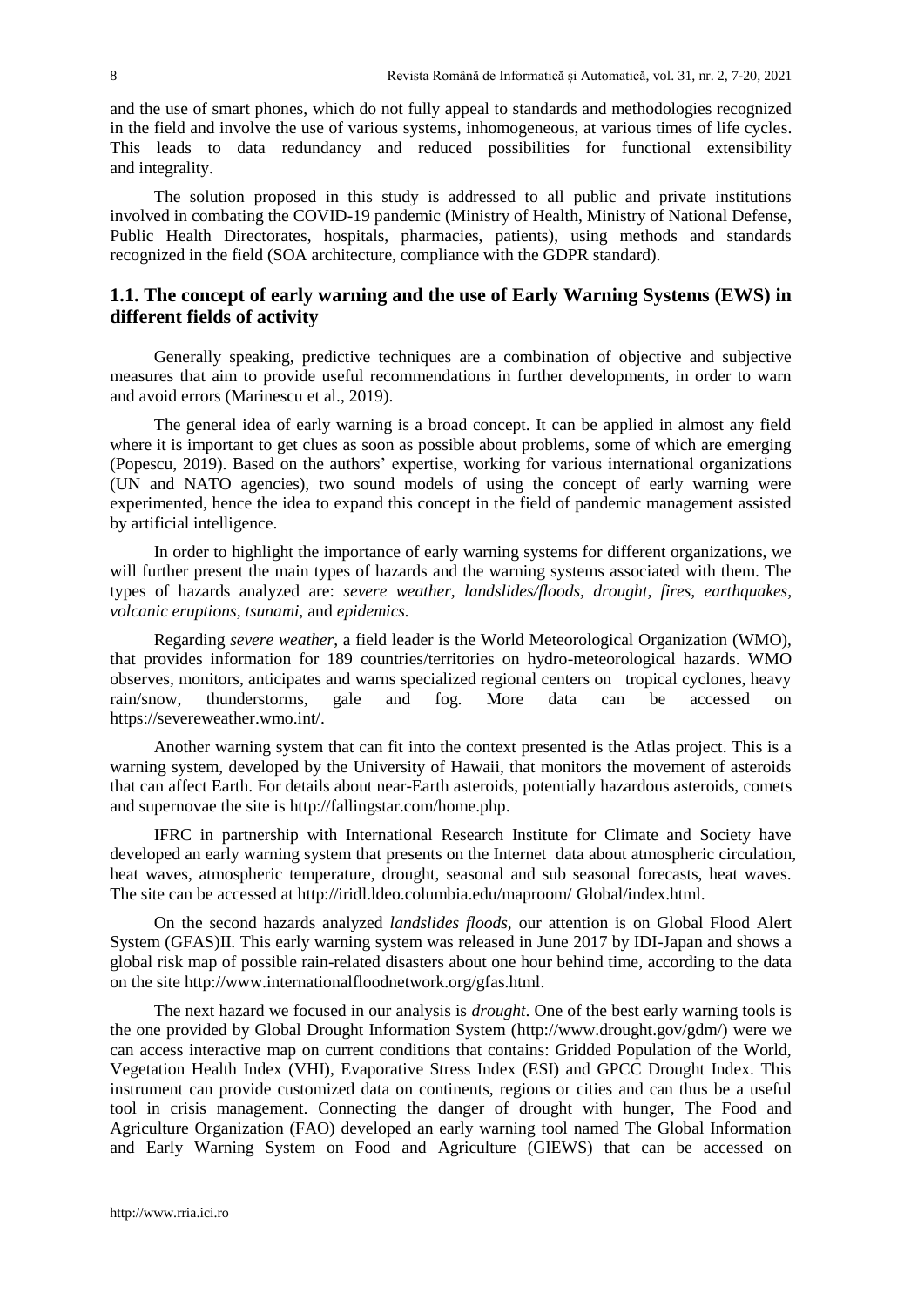and the use of smart phones, which do not fully appeal to standards and methodologies recognized in the field and involve the use of various systems, inhomogeneous, at various times of life cycles. This leads to data redundancy and reduced possibilities for functional extensibility and integrality.

The solution proposed in this study is addressed to all public and private institutions involved in combating the COVID-19 pandemic (Ministry of Health, Ministry of National Defense, Public Health Directorates, hospitals, pharmacies, patients), using methods and standards recognized in the field (SOA architecture, compliance with the GDPR standard).

## 1.1. The concept of early warning and the use of Early Warning Systems (EWS) in different fields of activity

Generally speaking, predictive techniques are a combination of objective and subjective measures that aim to provide useful recommendations in further developments, in order to warn and avoid errors (Marinescu et al., 2019).

The general idea of early warning is a broad concept. It can be applied in almost any field where it is important to get clues as soon as possible about problems, some of which are emerging (Popescu, 2019). Based on the authors' expertise, working for various international organizations (UN and NATO agencies), two sound models of using the concept of early warning were experimented, hence the idea to expand this concept in the field of pandemic management assisted by artificial intelligence.

In order to highlight the importance of early warning systems for different organizations, we will further present the main types of hazards and the warning systems associated with them. The types of hazards analyzed are: *severe weather, landslides/floods, drought, fires, earthquakes, volcanic eruptions, tsunami*, and *epidemics.*

Regarding *severe weather*, a field leader is the World Meteorological Organization (WMO), that provides information for 189 countries/territories on hydro-meteorological hazards. WMO observes, monitors, anticipates and warns specialized regional centers on tropical cyclones, heavy rain/snow, thunderstorms, gale and fog. More data can be accessed on https://severeweather.wmo.int/.

Another warning system that can fit into the context presented is the Atlas project. This is a warning system, developed by the University of Hawaii, that monitors the movement of asteroids that can affect Earth. For details about near-Earth asteroids, potentially hazardous asteroids, comets and supernovae the site is http://fallingstar.com/home.php.

IFRC in partnership with International Research Institute for Climate and Society have developed an early warning system that presents on the Internet data about atmospheric circulation, heat waves, atmospheric temperature, drought, seasonal and sub seasonal forecasts, heat waves. The site can be accessed at http://iridl.ldeo.columbia.edu/maproom/ Global/index.html.

On the second hazards analyzed *landslides floods*, our attention is on Global Flood Alert System (GFAS)II. This early warning system was released in June 2017 by IDI-Japan and shows a global risk map of possible rain-related disasters about one hour behind time, according to the data on the site http://www.internationalfloodnetwork.org/gfas.html.

The next hazard we focused in our analysis is *drought*. One of the best early warning tools is the one provided by Global Drought Information System (http://www.drought.gov/gdm/) were we can access interactive map on current conditions that contains: Gridded Population of the World, Vegetation Health Index (VHI), Evaporative Stress Index (ESI) and GPCC Drought Index. This instrument can provide customized data on continents, regions or cities and can thus be a useful tool in crisis management. Connecting the danger of drought with hunger, The Food and Agriculture Organization (FAO) developed an early warning tool named The Global Information and Early Warning System on Food and Agriculture (GIEWS) that can be accessed on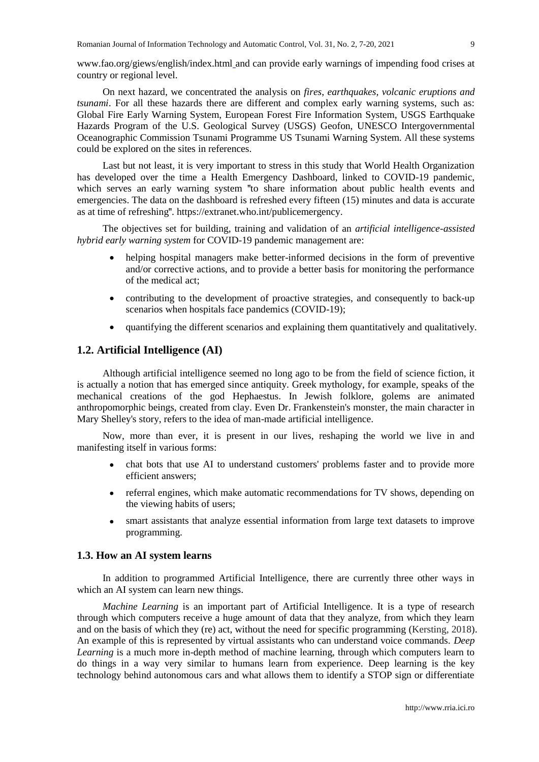www.fao.org/giews/english/index.html and can provide early warnings of impending food crises at country or regional level.

On next hazard, we concentrated the analysis on *fires*, *earthquakes, volcanic eruptions and tsunami*. For all these hazards there are different and complex early warning systems, such as: Global Fire Early Warning System, European Forest Fire Information System, USGS Earthquake Hazards Program of the U.S. Geological Survey (USGS) Geofon, UNESCO Intergovernmental Oceanographic Commission Tsunami Programme US Tsunami Warning System. All these systems could be explored on the sites in references.

Last but not least, it is very important to stress in this study that World Health Organization has developed over the time a Health Emergency Dashboard, linked to COVID-19 pandemic, which serves an early warning system "to share information about public health events and emergencies. The data on the dashboard is refreshed every fifteen (15) minutes and data is accurate as at time of refreshing". https://extranet.who.int/publicemergency.

The objectives set for building, training and validation of an *artificial intelligence-assisted hybrid early warning system* for COVID-19 pandemic management are:

- helping hospital managers make better-informed decisions in the form of preventive and/or corrective actions, and to provide a better basis for monitoring the performance of the medical act;
- contributing to the development of proactive strategies, and consequently to back-up scenarios when hospitals face pandemics (COVID-19);
- quantifying the different scenarios and explaining them quantitatively and qualitatively.

## 1.2. Artificial Intelligence (AI)

Although artificial intelligence seemed no long ago to be from the field of science fiction, it is actually a notion that has emerged since antiquity. Greek mythology, for example, speaks of the mechanical creations of the god Hephaestus. In Jewish folklore, golems are animated anthropomorphic beings, created from clay. Even Dr. Frankenstein's monster, the main character in Mary Shelley's story, refers to the idea of man-made artificial intelligence.

Now, more than ever, it is present in our lives, reshaping the world we live in and manifesting itself in various forms:

- chat bots that use AI to understand customers' problems faster and to provide more efficient answers;
- referral engines, which make automatic recommendations for TV shows, depending on the viewing habits of users;
- smart assistants that analyze essential information from large text datasets to improve programming.

### 1.3. How an AI system learns

In addition to programmed Artificial Intelligence, there are currently three other ways in which an AI system can learn new things.

*Machine Learning* is an important part of Artificial Intelligence. It is a type of research through which computers receive a huge amount of data that they analyze, from which they learn and on the basis of which they (re) act, without the need for specific programming (Kersting, 2018). An example of this is represented by virtual assistants who can understand voice commands. *Deep Learning* is a much more in-depth method of machine learning, through which computers learn to do things in a way very similar to humans learn from experience. Deep learning is the key technology behind autonomous cars and what allows them to identify a STOP sign or differentiate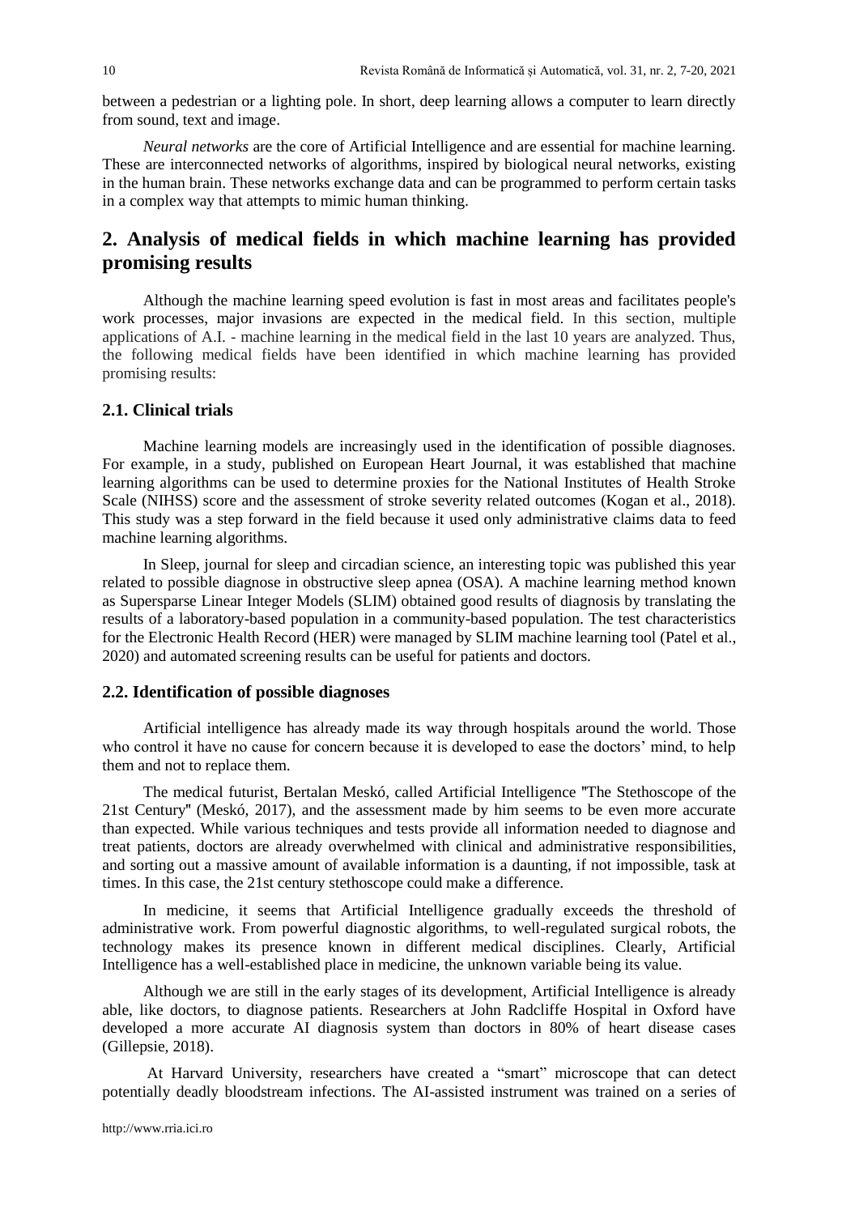between a pedestrian or a lighting pole. In short, deep learning allows a computer to learn directly from sound, text and image.

*Neural networks* are the core of Artificial Intelligence and are essential for machine learning. These are interconnected networks of algorithms, inspired by biological neural networks, existing in the human brain. These networks exchange data and can be programmed to perform certain tasks in a complex way that attempts to mimic human thinking.

## 2. Analysis of medical fields in which machine learning has provided promising results

Although the machine learning speed evolution is fast in most areas and facilitates people's work processes, major invasions are expected in the medical field. In this section, multiple applications of A.I. - machine learning in the medical field in the last 10 years are analyzed. Thus, the following medical fields have been identified in which machine learning has provided promising results:

### 2.1. Clinical trials

Machine learning models are increasingly used in the identification of possible diagnoses. For example, in a study, published on European Heart Journal, it was established that machine learning algorithms can be used to determine proxies for the National Institutes of Health Stroke Scale (NIHSS) score and the assessment of stroke severity related outcomes (Kogan et al., 2018). This study was a step forward in the field because it used only administrative claims data to feed machine learning algorithms.

In Sleep, journal for sleep and circadian science, an interesting topic was published this year related to possible diagnose in obstructive sleep apnea (OSA). A machine learning method known as Supersparse Linear Integer Models (SLIM) obtained good results of diagnosis by translating the results of a laboratory-based population in a community-based population. The test characteristics for the Electronic Health Record (HER) were managed by SLIM machine learning tool (Patel et al., 2020) and automated screening results can be useful for patients and doctors.

### 2.2. Identification of possible diagnoses

Artificial intelligence has already made its way through hospitals around the world. Those who control it have no cause for concern because it is developed to ease the doctors' mind, to help them and not to replace them.

The medical futurist, Bertalan Meskó, called Artificial Intelligence "The Stethoscope of the 21st Century" (Meskó, 2017), and the assessment made by him seems to be even more accurate than expected. While various techniques and tests provide all information needed to diagnose and treat patients, doctors are already overwhelmed with clinical and administrative responsibilities, and sorting out a massive amount of available information is a daunting, if not impossible, task at times. In this case, the 21st century stethoscope could make a difference.

In medicine, it seems that Artificial Intelligence gradually exceeds the threshold of administrative work. From powerful diagnostic algorithms, to well-regulated surgical robots, the technology makes its presence known in different medical disciplines. Clearly, Artificial Intelligence has a well-established place in medicine, the unknown variable being its value.

Although we are still in the early stages of its development, Artificial Intelligence is already able, like doctors, to diagnose patients. Researchers at John Radcliffe Hospital in Oxford have developed a more accurate AI diagnosis system than doctors in 80% of heart disease cases (Gillepsie, 2018).

At Harvard University, researchers have created a "smart" microscope that can detect potentially deadly bloodstream infections. The AI-assisted instrument was trained on a series of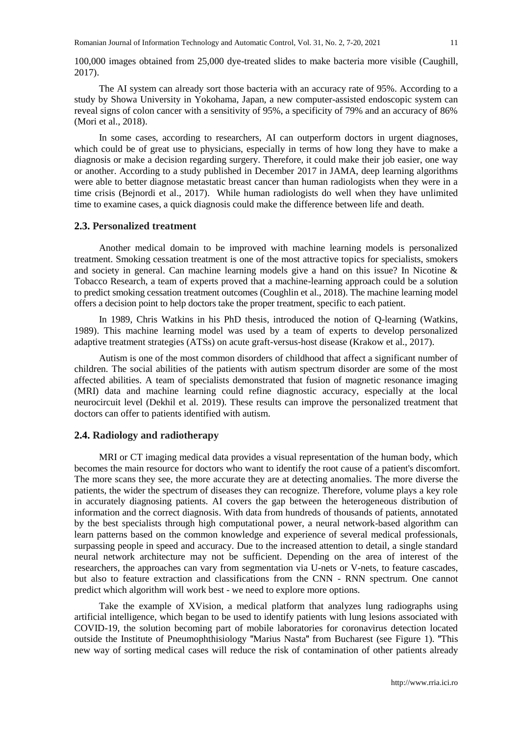100,000 images obtained from 25,000 dye-treated slides to make bacteria more visible (Caughill, 2017).

The AI system can already sort those bacteria with an accuracy rate of 95%. According to a study by Showa University in Yokohama, Japan, a new computer-assisted endoscopic system can reveal signs of colon cancer with a sensitivity of 95%, a specificity of 79% and an accuracy of 86% (Mori et al., 2018).

In some cases, according to researchers, AI can outperform doctors in urgent diagnoses, which could be of great use to physicians, especially in terms of how long they have to make a diagnosis or make a decision regarding surgery. Therefore, it could make their job easier, one way or another. According to a study published in December 2017 in JAMA, deep learning algorithms were able to better diagnose metastatic breast cancer than human radiologists when they were in a time crisis (Bejnordi et al., 2017). While human radiologists do well when they have unlimited time to examine cases, a quick diagnosis could make the difference between life and death.

## 2.3. Personalized treatment

Another medical domain to be improved with machine learning models is personalized treatment. Smoking cessation treatment is one of the most attractive topics for specialists, smokers and society in general. Can machine learning models give a hand on this issue? In Nicotine & Tobacco Research, a team of experts proved that a machine-learning approach could be a solution to predict smoking cessation treatment outcomes (Coughlin et al., 2018). The machine learning model offers a decision point to help doctors take the proper treatment, specific to each patient.

In 1989, Chris Watkins in his PhD thesis, introduced the notion of Q-learning (Watkins, 1989). This machine learning model was used by a team of experts to develop personalized adaptive treatment strategies (ATSs) on acute graft-versus-host disease (Krakow et al., 2017).

Autism is one of the most common disorders of childhood that affect a significant number of children. The social abilities of the patients with autism spectrum disorder are some of the most affected abilities. A team of specialists demonstrated that fusion of magnetic resonance imaging (MRI) data and machine learning could refine diagnostic accuracy, especially at the local neurocircuit level (Dekhil et al. 2019). These results can improve the personalized treatment that doctors can offer to patients identified with autism.

## 2.4. Radiology and radiotherapy

MRI or CT imaging medical data provides a visual representation of the human body, which becomes the main resource for doctors who want to identify the root cause of a patient's discomfort. The more scans they see, the more accurate they are at detecting anomalies. The more diverse the patients, the wider the spectrum of diseases they can recognize. Therefore, volume plays a key role in accurately diagnosing patients. AI covers the gap between the heterogeneous distribution of information and the correct diagnosis. With data from hundreds of thousands of patients, annotated by the best specialists through high computational power, a neural network-based algorithm can learn patterns based on the common knowledge and experience of several medical professionals, surpassing people in speed and accuracy. Due to the increased attention to detail, a single standard neural network architecture may not be sufficient. Depending on the area of interest of the researchers, the approaches can vary from segmentation via U-nets or V-nets, to feature cascades, but also to feature extraction and classifications from the CNN - RNN spectrum. One cannot predict which algorithm will work best - we need to explore more options.

Take the example of XVision, a medical platform that analyzes lung radiographs using artificial intelligence, which began to be used to identify patients with lung lesions associated with COVID-19, the solution becoming part of mobile laboratories for coronavirus detection located outside the Institute of Pneumophthisiology "Marius Nasta" from Bucharest (see Figure 1). "This new way of sorting medical cases will reduce the risk of contamination of other patients already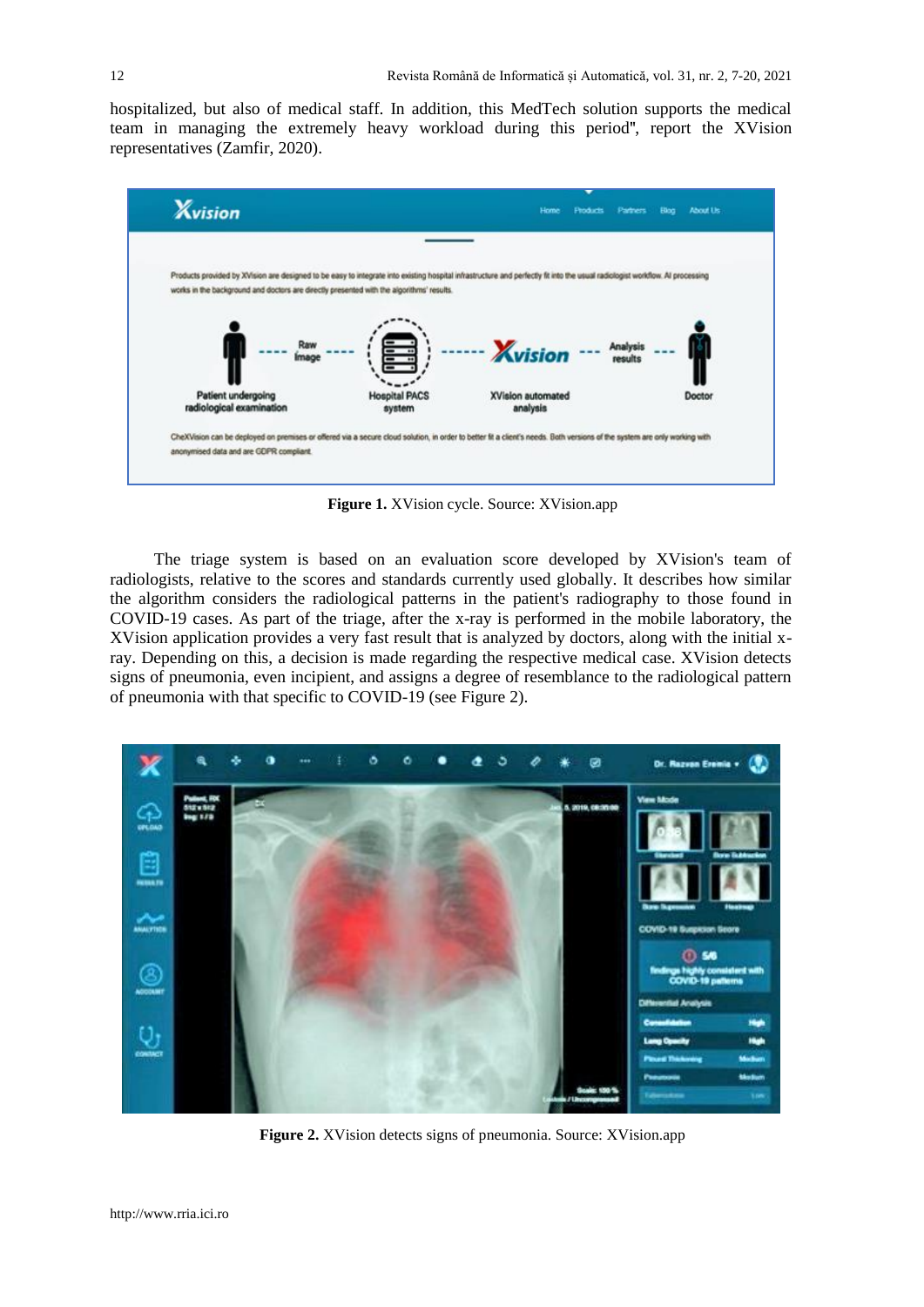hospitalized, but also of medical staff. In addition, this MedTech solution supports the medical team in managing the extremely heavy workload during this period", report the XVision representatives (Zamfir, 2020).

**Figure 1.** XVision cycle. Source: XVision.app

The triage system is based on an evaluation score developed by XVision's team of radiologists, relative to the scores and standards currently used globally. It describes how similar the algorithm considers the radiological patterns in the patient's radiography to those found in COVID-19 cases. As part of the triage, after the x-ray is performed in the mobile laboratory, the XVision application provides a very fast result that is analyzed by doctors, along with the initial x-ray. Depending on this, a decision is made regarding the respective medical case. XVision detects signs of pneumonia, even incipient, and assigns a degree of resemblance to the radiological pattern of pneumonia with that specific to COVID-19 (see Figure 2).

**Figure 2.** XVision detects signs of pneumonia. Source: XVision.app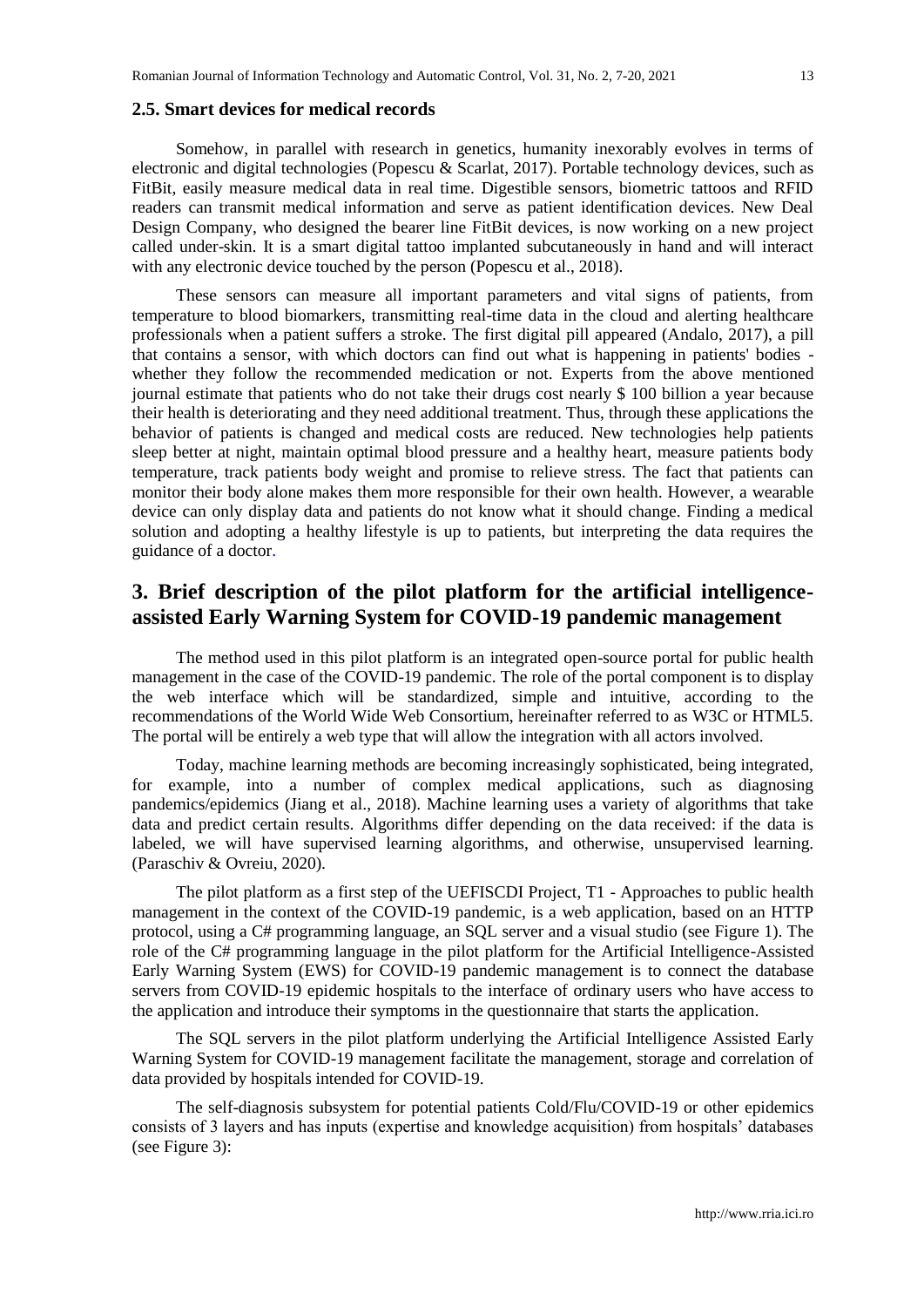### 2.5. Smart devices for medical records

Somehow, in parallel with research in genetics, humanity inexorably evolves in terms of electronic and digital technologies (Popescu & Scarlat, 2017). Portable technology devices, such as FitBit, easily measure medical data in real time. Digestible sensors, biometric tattoos and RFID readers can transmit medical information and serve as patient identification devices. New Deal Design Company, who designed the bearer line FitBit devices, is now working on a new project called under-skin. It is a smart digital tattoo implanted subcutaneously in hand and will interact with any electronic device touched by the person (Popescu et al., 2018).

These sensors can measure all important parameters and vital signs of patients, from temperature to blood biomarkers, transmitting real-time data in the cloud and alerting healthcare professionals when a patient suffers a stroke. The first digital pill appeared (Andalo, 2017), a pill that contains a sensor, with which doctors can find out what is happening in patients' bodies - whether they follow the recommended medication or not. Experts from the above mentioned journal estimate that patients who do not take their drugs cost nearly $ 100 billion a year because their health is deteriorating and they need additional treatment. Thus, through these applications the behavior of patients is changed and medical costs are reduced. New technologies help patients sleep better at night, maintain optimal blood pressure and a healthy heart, measure patients body temperature, track patients body weight and promise to relieve stress. The fact that patients can monitor their body alone makes them more responsible for their own health. However, a wearable device can only display data and patients do not know what it should change. Finding a medical solution and adopting a healthy lifestyle is up to patients, but interpreting the data requires the guidance of a doctor.

## 3. Brief description of the pilot platform for the artificial intelligence-assisted Early Warning System for COVID-19 pandemic management

The method used in this pilot platform is an integrated open-source portal for public health management in the case of the COVID-19 pandemic. The role of the portal component is to display the web interface which will be standardized, simple and intuitive, according to the recommendations of the World Wide Web Consortium, hereinafter referred to as W3C or HTML5. The portal will be entirely a web type that will allow the integration with all actors involved.

Today, machine learning methods are becoming increasingly sophisticated, being integrated, for example, into a number of complex medical applications, such as diagnosing pandemics/epidemics (Jiang et al., 2018). Machine learning uses a variety of algorithms that take data and predict certain results. Algorithms differ depending on the data received: if the data is labeled, we will have supervised learning algorithms, and otherwise, unsupervised learning. (Paraschiv & Ovreiu, 2020).

The pilot platform as a first step of the UEFISCDI Project, T1 - Approaches to public health management in the context of the COVID-19 pandemic, is a web application, based on an HTTP protocol, using a C# programming language, an SQL server and a visual studio (see Figure 1). The role of the C# programming language in the pilot platform for the Artificial Intelligence-Assisted Early Warning System (EWS) for COVID-19 pandemic management is to connect the database servers from COVID-19 epidemic hospitals to the interface of ordinary users who have access to the application and introduce their symptoms in the questionnaire that starts the application.

The SQL servers in the pilot platform underlying the Artificial Intelligence Assisted Early Warning System for COVID-19 management facilitate the management, storage and correlation of data provided by hospitals intended for COVID-19.

The self-diagnosis subsystem for potential patients Cold/Flu/COVID-19 or other epidemics consists of 3 layers and has inputs (expertise and knowledge acquisition) from hospitals' databases (see Figure 3):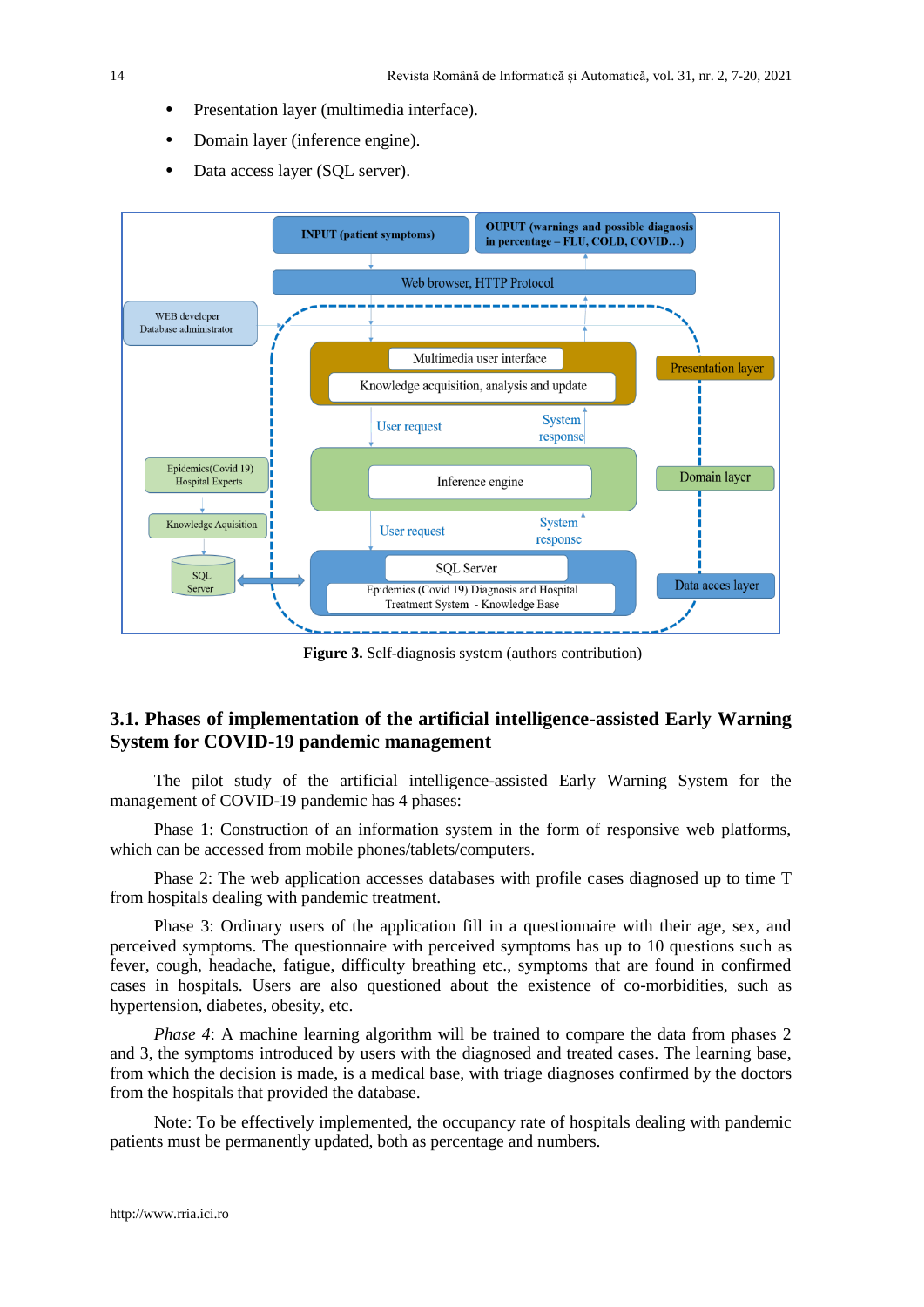- Presentation layer (multimedia interface).
- Domain layer (inference engine).
- Data access layer (SQL server).

**Figure 3.** Self-diagnosis system (authors contribution)

## 3.1. Phases of implementation of the artificial intelligence-assisted Early Warning System for COVID-19 pandemic management

The pilot study of the artificial intelligence-assisted Early Warning System for the management of COVID-19 pandemic has 4 phases:

Phase 1: Construction of an information system in the form of responsive web platforms, which can be accessed from mobile phones/tablets/computers.

Phase 2: The web application accesses databases with profile cases diagnosed up to time T from hospitals dealing with pandemic treatment.

Phase 3: Ordinary users of the application fill in a questionnaire with their age, sex, and perceived symptoms. The questionnaire with perceived symptoms has up to 10 questions such as fever, cough, headache, fatigue, difficulty breathing etc., symptoms that are found in confirmed cases in hospitals. Users are also questioned about the existence of co-morbidities, such as hypertension, diabetes, obesity, etc.

*Phase 4*: A machine learning algorithm will be trained to compare the data from phases 2 and 3, the symptoms introduced by users with the diagnosed and treated cases. The learning base, from which the decision is made, is a medical base, with triage diagnoses confirmed by the doctors from the hospitals that provided the database.

Note: To be effectively implemented, the occupancy rate of hospitals dealing with pandemic patients must be permanently updated, both as percentage and numbers.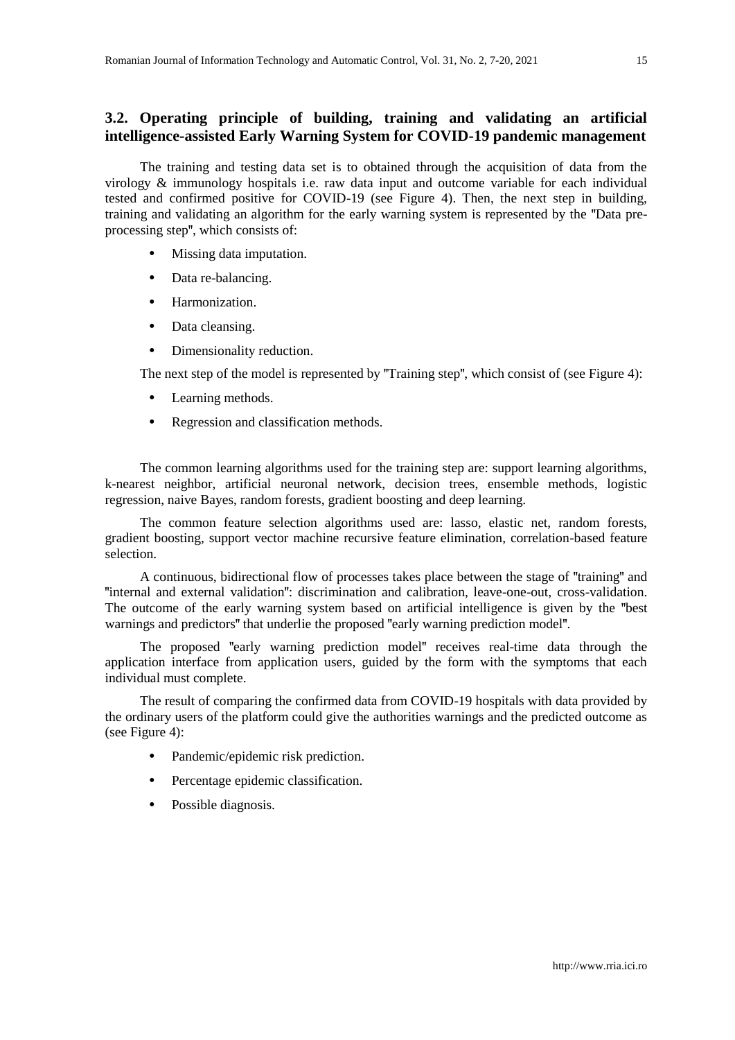### 3.2. Operating principle of building, training and validating an artificial intelligence-assisted Early Warning System for COVID-19 pandemic management

The training and testing data set is to obtained through the acquisition of data from the virology & immunology hospitals i.e. raw data input and outcome variable for each individual tested and confirmed positive for COVID-19 (see Figure 4). Then, the next step in building, training and validating an algorithm for the early warning system is represented by the "Data pre-processing step", which consists of:

- Missing data imputation.
- Data re-balancing.
- Harmonization.
- Data cleansing.
- Dimensionality reduction.

The next step of the model is represented by "Training step", which consist of (see Figure 4):

- Learning methods.
- Regression and classification methods.

The common learning algorithms used for the training step are: support learning algorithms, k-nearest neighbor, artificial neuronal network, decision trees, ensemble methods, logistic regression, naive Bayes, random forests, gradient boosting and deep learning.

The common feature selection algorithms used are: lasso, elastic net, random forests, gradient boosting, support vector machine recursive feature elimination, correlation-based feature selection.

A continuous, bidirectional flow of processes takes place between the stage of "training" and "internal and external validation": discrimination and calibration, leave-one-out, cross-validation. The outcome of the early warning system based on artificial intelligence is given by the "best warnings and predictors" that underlie the proposed "early warning prediction model".

The proposed "early warning prediction model" receives real-time data through the application interface from application users, guided by the form with the symptoms that each individual must complete.

The result of comparing the confirmed data from COVID-19 hospitals with data provided by the ordinary users of the platform could give the authorities warnings and the predicted outcome as (see Figure 4):

- Pandemic/epidemic risk prediction.
- Percentage epidemic classification.
- Possible diagnosis.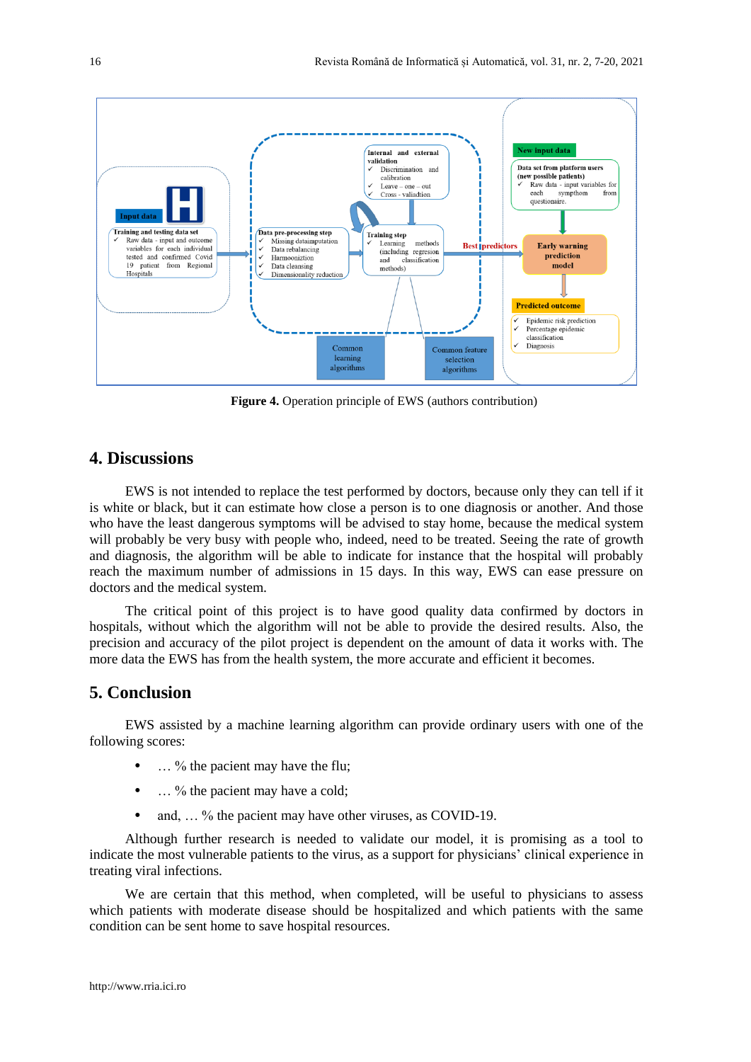**Figure 4.** Operation principle of EWS (authors contribution)

## 4. Discussions

EWS is not intended to replace the test performed by doctors, because only they can tell if it is white or black, but it can estimate how close a person is to one diagnosis or another. And those who have the least dangerous symptoms will be advised to stay home, because the medical system will probably be very busy with people who, indeed, need to be treated. Seeing the rate of growth and diagnosis, the algorithm will be able to indicate for instance that the hospital will probably reach the maximum number of admissions in 15 days. In this way, EWS can ease pressure on doctors and the medical system.

The critical point of this project is to have good quality data confirmed by doctors in hospitals, without which the algorithm will not be able to provide the desired results. Also, the precision and accuracy of the pilot project is dependent on the amount of data it works with. The more data the EWS has from the health system, the more accurate and efficient it becomes.

## 5. Conclusion

EWS assisted by a machine learning algorithm can provide ordinary users with one of the following scores:

- … % the pacient may have the flu;
- … % the pacient may have a cold;
- and, … % the pacient may have other viruses, as COVID-19.

Although further research is needed to validate our model, it is promising as a tool to indicate the most vulnerable patients to the virus, as a support for physicians' clinical experience in treating viral infections.

We are certain that this method, when completed, will be useful to physicians to assess which patients with moderate disease should be hospitalized and which patients with the same condition can be sent home to save hospital resources.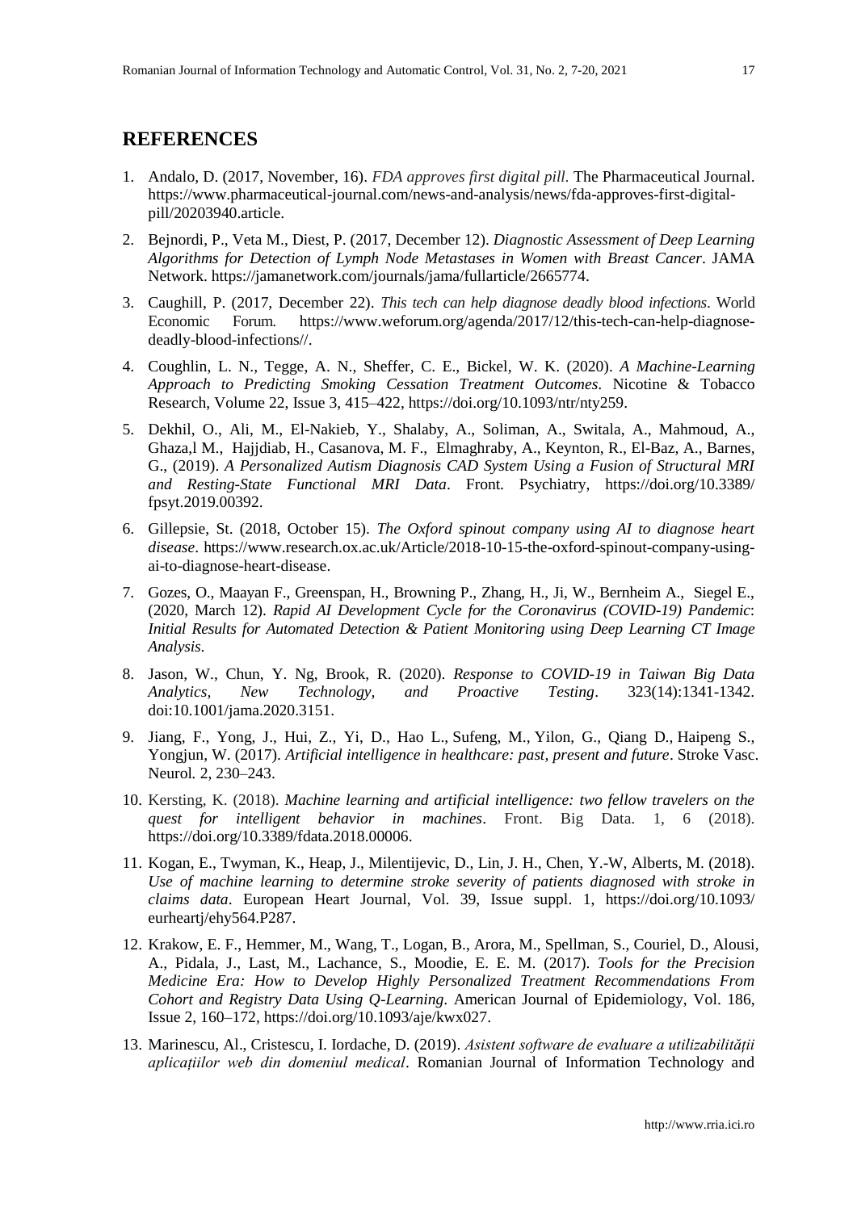## REFERENCES

1. Andalo, D. (2017, November, 16). *FDA approves first digital pill.* The Pharmaceutical Journal. https://www.pharmaceutical-journal.com/news-and-analysis/news/fda-approves-first-digital-pill/20203940.article.

2. Bejnordi, P., Veta M., Diest, P. (2017, December 12). *Diagnostic Assessment of Deep Learning Algorithms for Detection of Lymph Node Metastases in Women with Breast Cancer*. JAMA Network. https://jamanetwork.com/journals/jama/fullarticle/2665774.

3. Caughill, P. (2017, December 22). *This tech can help diagnose deadly blood infections*. World Economic Forum. https://www.weforum.org/agenda/2017/12/this-tech-can-help-diagnose-deadly-blood-infections//.

4. Coughlin, L. N., Tegge, A. N., Sheffer, C. E., Bickel, W. K. (2020). *A Machine-Learning Approach to Predicting Smoking Cessation Treatment Outcomes*. Nicotine & Tobacco Research, Volume 22, Issue 3, 415–422, https://doi.org/10.1093/ntr/nty259.

5. Dekhil, O., Ali, M., El-Nakieb, Y., Shalaby, A., Soliman, A., Switala, A., Mahmoud, A., Ghaza,l M., Hajjdiab, H., Casanova, M. F., Elmaghraby, A., Keynton, R., El-Baz, A., Barnes, G., (2019). *A Personalized Autism Diagnosis CAD System Using a Fusion of Structural MRI and Resting-State Functional MRI Data*. Front. Psychiatry, https://doi.org/10.3389/fpsyt.2019.00392.

6. Gillepsie, St. (2018, October 15). *The Oxford spinout company using AI to diagnose heart disease*. https://www.research.ox.ac.uk/Article/2018-10-15-the-oxford-spinout-company-using-ai-to-diagnose-heart-disease.

7. Gozes, O., Maayan F., Greenspan, H., Browning P., Zhang, H., Ji, W., Bernheim A., Siegel E., (2020, March 12). *Rapid AI Development Cycle for the Coronavirus (COVID-19) Pandemic: Initial Results for Automated Detection & Patient Monitoring using Deep Learning CT Image Analysis*.

8. Jason, W., Chun, Y. Ng, Brook, R. (2020). *Response to COVID-19 in Taiwan Big Data Analytics, New Technology, and Proactive Testing*. 323(14):1341-1342. doi:10.1001/jama.2020.3151.

9. Jiang, F., Yong, J., Hui, Z., Yi, D., Hao L., Sufeng, M., Yilon, G., Qiang D., Haipeng S., Yongjun, W. (2017). *Artificial intelligence in healthcare: past, present and future*. Stroke Vasc. Neurol. 2, 230–243.

10. Kersting, K. (2018). *Machine learning and artificial intelligence: two fellow travelers on the quest for intelligent behavior in machines*. Front. Big Data. 1, 6 (2018). https://doi.org/10.3389/fdata.2018.00006.

11. Kogan, E., Twyman, K., Heap, J., Milentijevic, D., Lin, J. H., Chen, Y.-W, Alberts, M. (2018). *Use of machine learning to determine stroke severity of patients diagnosed with stroke in claims data*. European Heart Journal, Vol. 39, Issue suppl. 1, https://doi.org/10.1093/eurheartj/ehy564.P287.

12. Krakow, E. F., Hemmer, M., Wang, T., Logan, B., Arora, M., Spellman, S., Couriel, D., Alousi, A., Pidala, J., Last, M., Lachance, S., Moodie, E. E. M. (2017). *Tools for the Precision Medicine Era: How to Develop Highly Personalized Treatment Recommendations From Cohort and Registry Data Using Q-Learning*. American Journal of Epidemiology, Vol. 186, Issue 2, 160–172, https://doi.org/10.1093/aje/kwx027.

13. Marinescu, Al., Cristescu, I. Iordache, D. (2019). *Asistent software de evaluare a utilizabilității aplicațiilor web din domeniul medical*. Romanian Journal of Information Technology and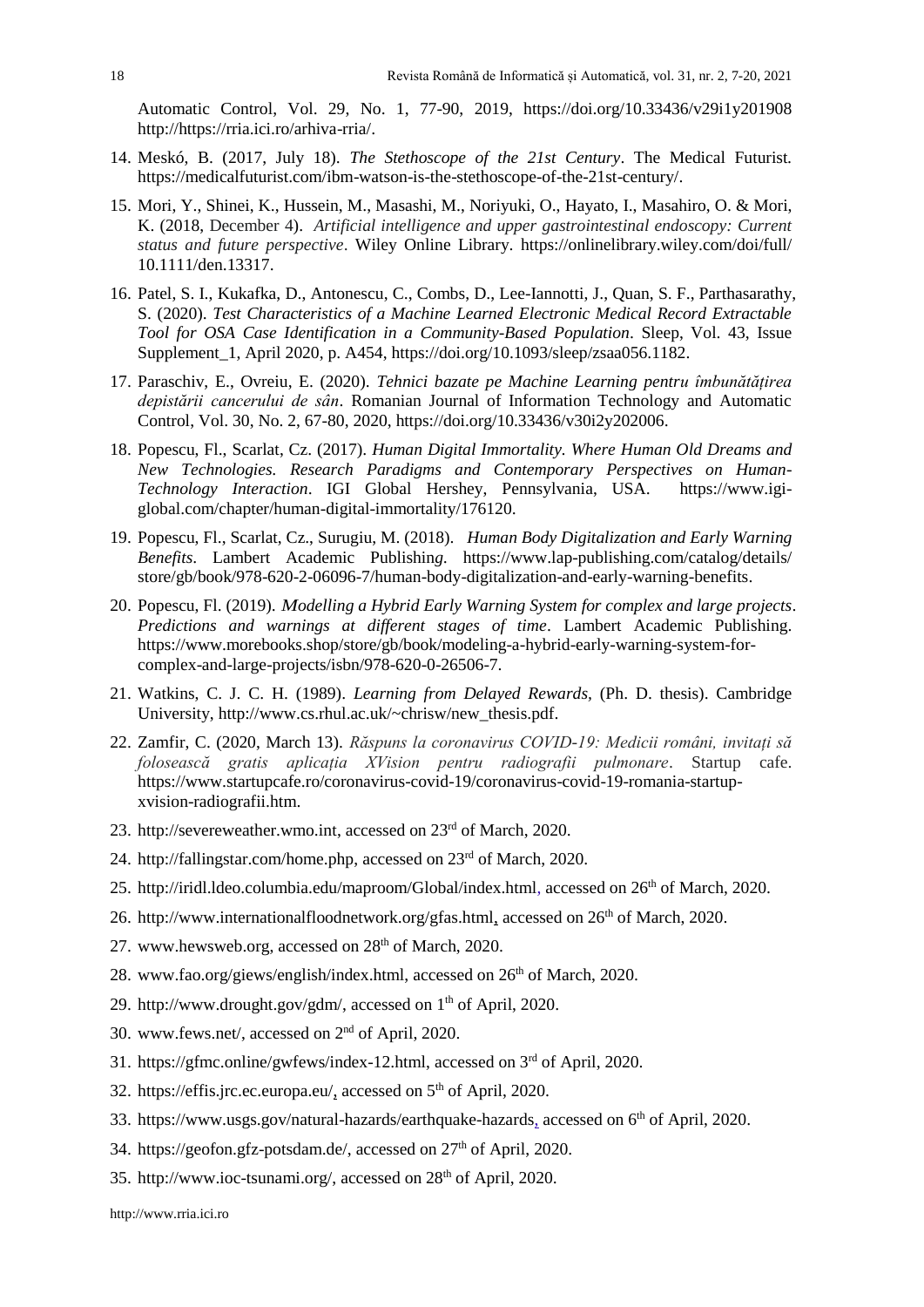Automatic Control, Vol. 29, No. 1, 77-90, 2019, https://doi.org/10.33436/v29i1y201908 http://https://rria.ici.ro/arhiva-rria/.

14. Meskó, B. (2017, July 18). *The Stethoscope of the 21st Century*. The Medical Futurist. https://medicalfuturist.com/ibm-watson-is-the-stethoscope-of-the-21st-century/.

15. Mori, Y., Shinei, K., Hussein, M., Masashi, M., Noriyuki, O., Hayato, I., Masahiro, O. & Mori, K. (2018, December 4). *Artificial intelligence and upper gastrointestinal endoscopy: Current status and future perspective*. Wiley Online Library. https://onlinelibrary.wiley.com/doi/full/10.1111/den.13317.

16. Patel, S. I., Kukafka, D., Antonescu, C., Combs, D., Lee-Iannotti, J., Quan, S. F., Parthasarathy, S. (2020). *Test Characteristics of a Machine Learned Electronic Medical Record Extractable Tool for OSA Case Identification in a Community-Based Population*. Sleep, Vol. 43, Issue Supplement_1, April 2020, p. A454, https://doi.org/10.1093/sleep/zsaa056.1182.

17. Paraschiv, E., Ovreiu, E. (2020). *Tehnici bazate pe Machine Learning pentru îmbunătățirea depistării cancerului de sân*. Romanian Journal of Information Technology and Automatic Control, Vol. 30, No. 2, 67-80, 2020, https://doi.org/10.33436/v30i2y202006.

18. Popescu, Fl., Scarlat, Cz. (2017). *Human Digital Immortality. Where Human Old Dreams and New Technologies. Research Paradigms and Contemporary Perspectives on Human-Technology Interaction*. IGI Global Hershey, Pennsylvania, USA. https://www.igi-global.com/chapter/human-digital-immortality/176120.

19. Popescu, Fl., Scarlat, Cz., Surugiu, M. (2018). *Human Body Digitalization and Early Warning Benefits*. Lambert Academic Publishing. https://www.lap-publishing.com/catalog/details/store/gb/book/978-620-2-06096-7/human-body-digitalization-and-early-warning-benefits.

20. Popescu, Fl. (2019). *Modelling a Hybrid Early Warning System for complex and large projects. Predictions and warnings at different stages of time*. Lambert Academic Publishing. https://www.morebooks.shop/store/gb/book/modeling-a-hybrid-early-warning-system-for-complex-and-large-projects/isbn/978-620-0-26506-7.

21. Watkins, C. J. C. H. (1989). *Learning from Delayed Rewards*, (Ph. D. thesis). Cambridge University, http://www.cs.rhul.ac.uk/~chrisw/new_thesis.pdf.

22. Zamfir, C. (2020, March 13). *Răspuns la coronavirus COVID-19: Medicii români, invitați să folosească gratis aplicația XVision pentru radiografii pulmonare*. Startup cafe. https://www.startupcafe.ro/coronavirus-covid-19/coronavirus-covid-19-romania-startup-xvision-radiografii.htm.

23. http://severeweather.wmo.int, accessed on 23rd of March, 2020.

24. http://fallingstar.com/home.php, accessed on 23rd of March, 2020.

25. http://iridl.ldeo.columbia.edu/maproom/Global/index.html, accessed on 26th of March, 2020.

26. http://www.internationalfloodnetwork.org/gfas.html, accessed on 26th of March, 2020.

27. www.hewsweb.org, accessed on 28th of March, 2020.

28. www.fao.org/giews/english/index.html, accessed on 26th of March, 2020.

29. http://www.drought.gov/gdm/, accessed on 1th of April, 2020.

30. www.fews.net/, accessed on 2nd of April, 2020.

31. https://gfmc.online/gwfews/index-12.html, accessed on 3rd of April, 2020.

32. https://effis.jrc.ec.europa.eu/, accessed on 5th of April, 2020.

33. https://www.usgs.gov/natural-hazards/earthquake-hazards, accessed on 6th of April, 2020.

34. https://geofon.gfz-potsdam.de/, accessed on 27th of April, 2020.

35. http://www.ioc-tsunami.org/, accessed on 28th of April, 2020.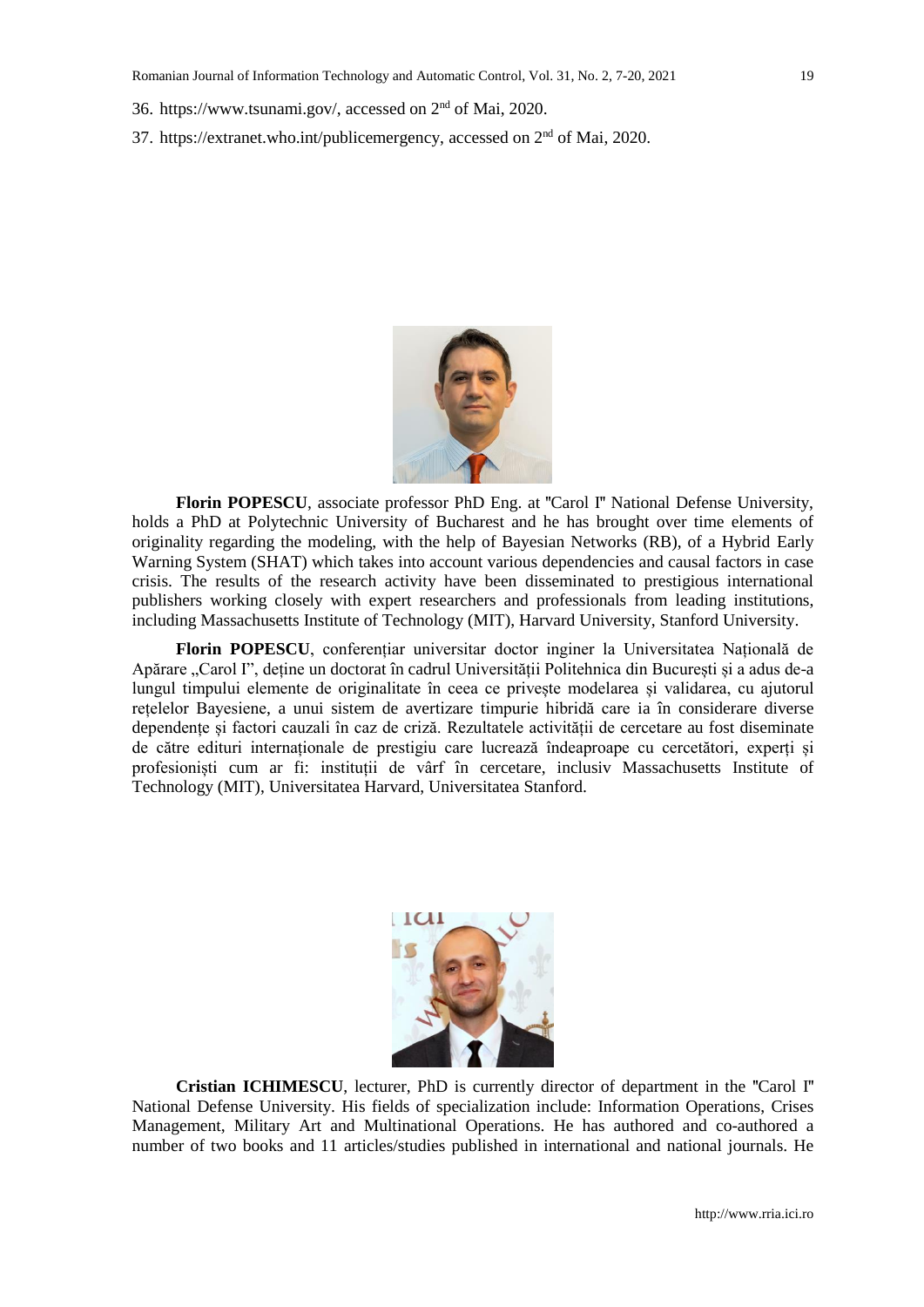36. https://www.tsunami.gov/, accessed on 2nd of Mai, 2020.

37. https://extranet.who.int/publicemergency, accessed on 2nd of Mai, 2020.

**Florin POPESCU**, associate professor PhD Eng. at "Carol I" National Defense University, holds a PhD at Polytechnic University of Bucharest and he has brought over time elements of originality regarding the modeling, with the help of Bayesian Networks (RB), of a Hybrid Early Warning System (SHAT) which takes into account various dependencies and causal factors in case crisis. The results of the research activity have been disseminated to prestigious international publishers working closely with expert researchers and professionals from leading institutions, including Massachusetts Institute of Technology (MIT), Harvard University, Stanford University.

**Florin POPESCU**, conferențiar universitar doctor inginer la Universitatea Națională de Apărare „Carol I", deține un doctorat în cadrul Universității Politehnica din București și a adus de-a lungul timpului elemente de originalitate în ceea ce privește modelarea și validarea, cu ajutorul rețelelor Bayesiene, a unui sistem de avertizare timpurie hibridă care ia în considerare diverse dependențe și factori cauzali în caz de criză. Rezultatele activității de cercetare au fost diseminate de către edituri internaționale de prestigiu care lucrează îndeaproape cu cercetători, experți și profesioniști cum ar fi: instituții de vârf în cercetare, inclusiv Massachusetts Institute of Technology (MIT), Universitatea Harvard, Universitatea Stanford.

**Cristian ICHIMESCU**, lecturer, PhD is currently director of department in the "Carol I" National Defense University. His fields of specialization include: Information Operations, Crises Management, Military Art and Multinational Operations. He has authored and co-authored a number of two books and 11 articles/studies published in international and national journals. He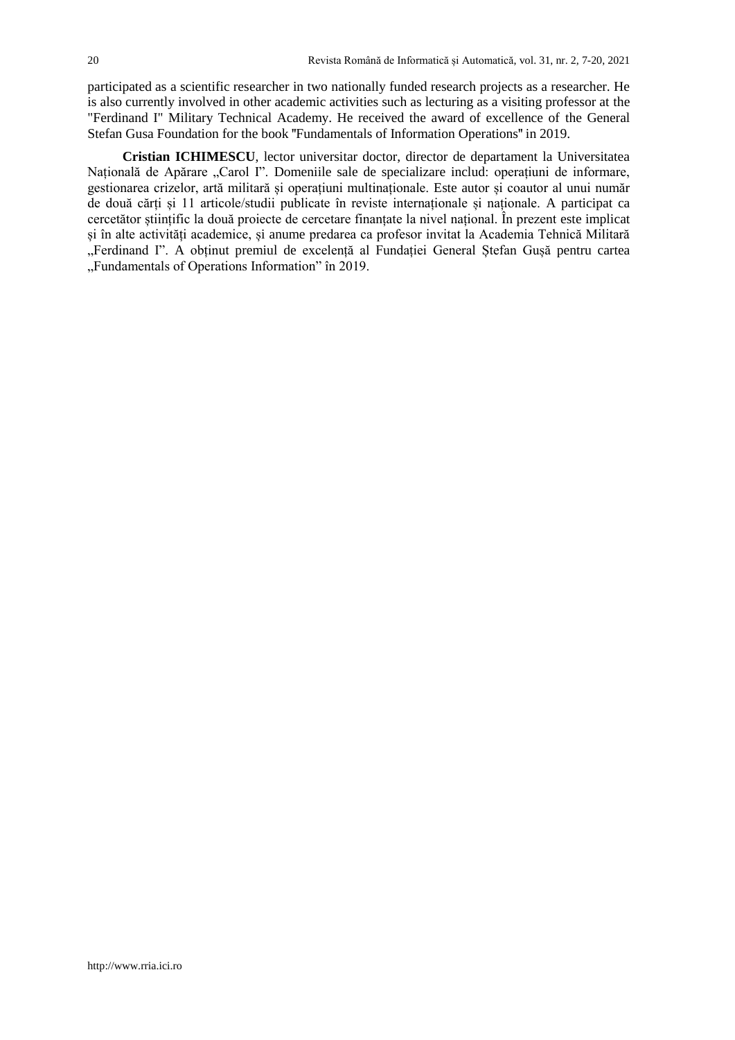participated as a scientific researcher in two nationally funded research projects as a researcher. He is also currently involved in other academic activities such as lecturing as a visiting professor at the "Ferdinand I" Military Technical Academy. He received the award of excellence of the General Stefan Gusa Foundation for the book "Fundamentals of Information Operations" in 2019.

**Cristian ICHIMESCU**, lector universitar doctor, director de departament la Universitatea Națională de Apărare „Carol I". Domeniile sale de specializare includ: operațiuni de informare, gestionarea crizelor, artă militară și operațiuni multinaționale. Este autor și coautor al unui număr de două cărți și 11 articole/studii publicate în reviste internaționale și naționale. A participat ca cercetător științific la două proiecte de cercetare finanțate la nivel național. În prezent este implicat și în alte activități academice, și anume predarea ca profesor invitat la Academia Tehnică Militară „Ferdinand I". A obținut premiul de excelență al Fundației General Ștefan Gușă pentru cartea „Fundamentals of Operations Information" în 2019.